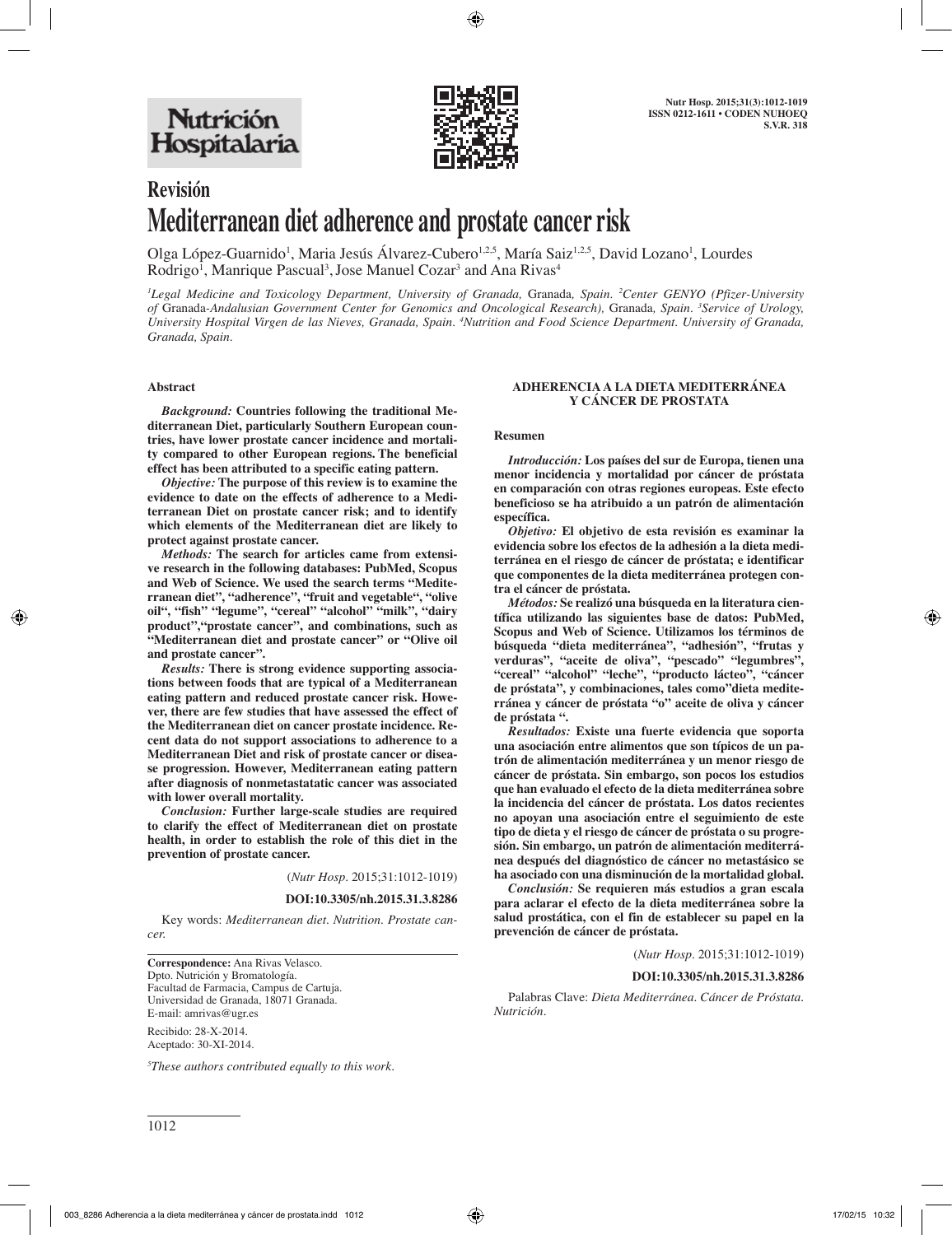## Revisión

# Mediterranean diet adherence and prostate cancer risk

Olga López-Guarnido[1], Maria Jesús Álvarez-Cubero[1,2,5], María Saiz[1,2,5], David Lozano[1], Lourdes Rodrigo[1], Manrique Pascual[3], Jose Manuel Cozar[3] and Ana Rivas[4]

*[1]Legal Medicine and Toxicology Department, University of Granada, Granada, Spain. [2]Center GENYO (Pfizer-University of Granada-Andalusian Government Center for Genomics and Oncological Research), Granada, Spain. [3]Service of Urology, University Hospital Virgen de las Nieves, Granada, Spain. [4]Nutrition and Food Science Department. University of Granada, Granada, Spain.*

### Abstract

***Background:*** **Countries following the traditional Mediterranean Diet, particularly Southern European countries, have lower prostate cancer incidence and mortality compared to other European regions. The beneficial effect has been attributed to a specific eating pattern.**

***Objective:*** **The purpose of this review is to examine the evidence to date on the effects of adherence to a Mediterranean Diet on prostate cancer risk; and to identify which elements of the Mediterranean diet are likely to protect against prostate cancer.**

***Methods:*** **The search for articles came from extensive research in the following databases: PubMed, Scopus and Web of Science. We used the search terms "Mediterranean diet", "adherence", "fruit and vegetable", "olive oil", "fish" "legume", "cereal" "alcohol" "milk", "dairy product","prostate cancer", and combinations, such as "Mediterranean diet and prostate cancer" or "Olive oil and prostate cancer".**

***Results:*** **There is strong evidence supporting associations between foods that are typical of a Mediterranean eating pattern and reduced prostate cancer risk. However, there are few studies that have assessed the effect of the Mediterranean diet on cancer prostate incidence. Recent data do not support associations to adherence to a Mediterranean Diet and risk of prostate cancer or disease progression. However, Mediterranean eating pattern after diagnosis of nonmetastatatic cancer was associated with lower overall mortality.**

***Conclusion:*** **Further large-scale studies are required to clarify the effect of Mediterranean diet on prostate health, in order to establish the role of this diet in the prevention of prostate cancer.**

(*Nutr Hosp*. 2015;31:1012-1019)

**DOI:10.3305/nh.2015.31.3.8286**

Key words: *Mediterranean diet. Nutrition. Prostate cancer.*

### ADHERENCIA A LA DIETA MEDITERRÁNEA Y CÁNCER DE PROSTATA

#### Resumen

***Introducción:*** **Los países del sur de Europa, tienen una menor incidencia y mortalidad por cáncer de próstata en comparación con otras regiones europeas. Este efecto beneficioso se ha atribuido a un patrón de alimentación específica.**

***Objetivo:*** **El objetivo de esta revisión es examinar la evidencia sobre los efectos de la adhesión a la dieta mediterránea en el riesgo de cáncer de próstata; e identificar que componentes de la dieta mediterránea protegen contra el cáncer de próstata.**

***Métodos:*** **Se realizó una búsqueda en la literatura científica utilizando las siguientes base de datos: PubMed, Scopus and Web of Science. Utilizamos los términos de búsqueda "dieta mediterránea", "adhesión", "frutas y verduras", "aceite de oliva", "pescado" "legumbres", "cereal" "alcohol" "leche", "producto lácteo", "cáncer de próstata", y combinaciones, tales como"dieta mediterránea y cáncer de próstata "o" aceite de oliva y cáncer de próstata ".**

***Resultados:*** **Existe una fuerte evidencia que soporta una asociación entre alimentos que son típicos de un patrón de alimentación mediterránea y un menor riesgo de cáncer de próstata. Sin embargo, son pocos los estudios que han evaluado el efecto de la dieta mediterránea sobre la incidencia del cáncer de próstata. Los datos recientes no apoyan una asociación entre el seguimiento de este tipo de dieta y el riesgo de cáncer de próstata o su progresión. Sin embargo, un patrón de alimentación mediterránea después del diagnóstico de cáncer no metastásico se ha asociado con una disminución de la mortalidad global.**

***Conclusión:*** **Se requieren más estudios a gran escala para aclarar el efecto de la dieta mediterránea sobre la salud prostática, con el fin de establecer su papel en la prevención de cáncer de próstata.**

(*Nutr Hosp*. 2015;31:1012-1019)

**DOI:10.3305/nh.2015.31.3.8286**

Palabras Clave: *Dieta Mediterránea. Cáncer de Próstata. Nutrición.*

---

**Correspondence:** Ana Rivas Velasco.
Dpto. Nutrición y Bromatología.
Facultad de Farmacia, Campus de Cartuja.
Universidad de Granada, 18071 Granada.
E-mail: amrivas@ugr.es

Recibido: 28-X-2014.
Aceptado: 30-XI-2014.

*[5]These authors contributed equally to this work.*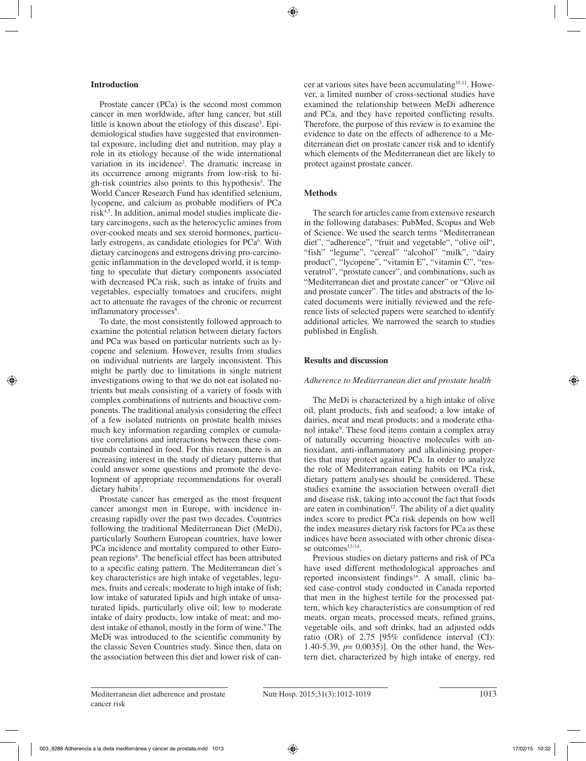## Introduction

Prostate cancer (PCa) is the second most common cancer in men worldwide, after lung cancer, but still little is known about the etiology of this disease[1]. Epidemiological studies have suggested that environmental exposure, including diet and nutrition, may play a role in its etiology because of the wide international variation in its incidence[2]. The dramatic increase in its occurrence among migrants from low-risk to high-risk countries also points to this hypothesis[3]. The World Cancer Research Fund has identified selenium, lycopene, and calcium as probable modifiers of PCa risk[4,5]. In addition, animal model studies implicate dietary carcinogens, such as the heterocyclic amines from over-cooked meats and sex steroid hormones, particularly estrogens, as candidate etiologies for PCa[6]. With dietary carcinogens and estrogens driving pro-carcinogenic inflammation in the developed world, it is tempting to speculate that dietary components associated with decreased PCa risk, such as intake of fruits and vegetables, especially tomatoes and crucifers, might act to attenuate the ravages of the chronic or recurrent inflammatory processes[6].

To date, the most consistently followed approach to examine the potential relation between dietary factors and PCa was based on particular nutrients such as lycopene and selenium. However, results from studies on individual nutrients are largely inconsistent. This might be partly due to limitations in single nutrient investigations owing to that we do not eat isolated nutrients but meals consisting of a variety of foods with complex combinations of nutrients and bioactive components. The traditional analysis considering the effect of a few isolated nutrients on prostate health misses much key information regarding complex or cumulative correlations and interactions between these compounds contained in food. For this reason, there is an increasing interest in the study of dietary patterns that could answer some questions and promote the development of appropriate recommendations for overall dietary habits[7].

Prostate cancer has emerged as the most frequent cancer amongst men in Europe, with incidence increasing rapidly over the past two decades. Countries following the traditional Mediterranean Diet (MeDi), particularly Southern European countries, have lower PCa incidence and mortality compared to other European regions[8]. The beneficial effect has been attributed to a specific eating pattern. The Mediterranean diet´s key characteristics are high intake of vegetables, legumes, fruits and cereals; moderate to high intake of fish; low intake of saturated lipids and high intake of unsaturated lipids, particularly olive oil; low to moderate intake of dairy products, low intake of meat; and modest intake of ethanol, mostly in the form of wine.[9] The MeDi was introduced to the scientific community by the classic Seven Countries study. Since then, data on the association between this diet and lower risk of cancer at various sites have been accumulating[10,11]. However, a limited number of cross-sectional studies have examined the relationship between MeDi adherence and PCa, and they have reported conflicting results. Therefore, the purpose of this review is to examine the evidence to date on the effects of adherence to a Mediterranean diet on prostate cancer risk and to identify which elements of the Mediterranean diet are likely to protect against prostate cancer.

## Methods

The search for articles came from extensive research in the following databases: PubMed, Scopus and Web of Science. We used the search terms "Mediterranean diet", "adherence", "fruit and vegetable", "olive oil", "fish" "legume", "cereal" "alcohol" "milk", "dairy product", "lycopene", "vitamin E", "vitamin C", "resveratrol", "prostate cancer", and combinations, such as "Mediterranean diet and prostate cancer" or "Olive oil and prostate cancer". The titles and abstracts of the located documents were initially reviewed and the reference lists of selected papers were searched to identify additional articles. We narrowed the search to studies published in English.

## Results and discussion

### *Adherence to Mediterranean diet and prostate health*

The MeDi is characterized by a high intake of olive oil, plant products, fish and seafood; a low intake of dairies, meat and meat products; and a moderate ethanol intake[9]. These food items contain a complex array of naturally occurring bioactive molecules with antioxidant, anti-inflammatory and alkalinising properties that may protect against PCa. In order to analyze the role of Mediterranean eating habits on PCa risk, dietary pattern analyses should be considered. These studies examine the association between overall diet and disease risk, taking into account the fact that foods are eaten in combination[12]. The ability of a diet quality index score to predict PCa risk depends on how well the index measures dietary risk factors for PCa as these indices have been associated with other chronic disease outcomes[13-14].

Previous studies on dietary patterns and risk of PCa have used different methodological approaches and reported inconsistent findings[14]. A small, clinic based case-control study conducted in Canada reported that men in the highest tertile for the processed pattern, which key characteristics are consumption of red meats, organ meats, processed meats, refined grains, vegetable oils, and soft drinks, had an adjusted odds ratio (OR) of 2.75 [95% confidence interval (CI): 1.40-5.39, $p = 0.0035$)]. On the other hand, the Western diet, characterized by high intake of energy, red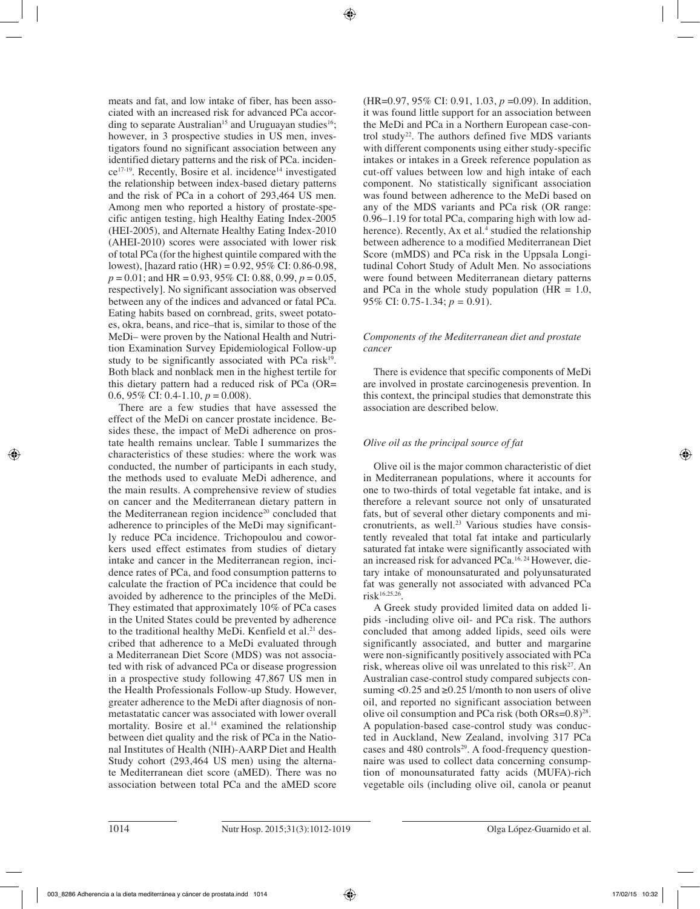meats and fat, and low intake of fiber, has been associated with an increased risk for advanced PCa according to separate Australian[15] and Uruguayan studies[16]; however, in 3 prospective studies in US men, investigators found no significant association between any identified dietary patterns and the risk of PCa. incidence[17-19]. Recently, Bosire et al. incidence[14] investigated the relationship between index-based dietary patterns and the risk of PCa in a cohort of 293,464 US men. Among men who reported a history of prostate-specific antigen testing, high Healthy Eating Index-2005 (HEI-2005), and Alternate Healthy Eating Index-2010 (AHEI-2010) scores were associated with lower risk of total PCa (for the highest quintile compared with the lowest), [hazard ratio (HR) = 0.92, 95% CI: 0.86-0.98, $p = 0.01$; and HR = 0.93, 95% CI: 0.88, 0.99, $p = 0.05$, respectively]. No significant association was observed between any of the indices and advanced or fatal PCa. Eating habits based on cornbread, grits, sweet potatoes, okra, beans, and rice–that is, similar to those of the MeDi– were proven by the National Health and Nutrition Examination Survey Epidemiological Follow-up study to be significantly associated with PCa risk[19]. Both black and nonblack men in the highest tertile for this dietary pattern had a reduced risk of PCa (OR= 0.6, 95% CI: 0.4-1.10, $p = 0.008$).

There are a few studies that have assessed the effect of the MeDi on cancer prostate incidence. Besides these, the impact of MeDi adherence on prostate health remains unclear. Table I summarizes the characteristics of these studies: where the work was conducted, the number of participants in each study, the methods used to evaluate MeDi adherence, and the main results. A comprehensive review of studies on cancer and the Mediterranean dietary pattern in the Mediterranean region incidence[20] concluded that adherence to principles of the MeDi may significantly reduce PCa incidence. Trichopoulou and coworkers used effect estimates from studies of dietary intake and cancer in the Mediterranean region, incidence rates of PCa, and food consumption patterns to calculate the fraction of PCa incidence that could be avoided by adherence to the principles of the MeDi. They estimated that approximately 10% of PCa cases in the United States could be prevented by adherence to the traditional healthy MeDi. Kenfield et al.[21] described that adherence to a MeDi evaluated through a Mediterranean Diet Score (MDS) was not associated with risk of advanced PCa or disease progression in a prospective study following 47,867 US men in the Health Professionals Follow-up Study. However, greater adherence to the MeDi after diagnosis of nonmetastatatic cancer was associated with lower overall mortality. Bosire et al.[14] examined the relationship between diet quality and the risk of PCa in the National Institutes of Health (NIH)-AARP Diet and Health Study cohort (293,464 US men) using the alternate Mediterranean diet score (aMED). There was no association between total PCa and the aMED score (HR=0.97, 95% CI: 0.91, 1.03, $p = 0.09$). In addition, it was found little support for an association between the MeDi and PCa in a Northern European case-control study[22]. The authors defined five MDS variants with different components using either study-specific intakes or intakes in a Greek reference population as cut-off values between low and high intake of each component. No statistically significant association was found between adherence to the MeDi based on any of the MDS variants and PCa risk (OR range: 0.96–1.19 for total PCa, comparing high with low adherence). Recently, Ax et al.[4] studied the relationship between adherence to a modified Mediterranean Diet Score (mMDS) and PCa risk in the Uppsala Longitudinal Cohort Study of Adult Men. No associations were found between Mediterranean dietary patterns and PCa in the whole study population (HR = 1.0, 95% CI: 0.75-1.34; $p = 0.91$).

### *Components of the Mediterranean diet and prostate cancer*

There is evidence that specific components of MeDi are involved in prostate carcinogenesis prevention. In this context, the principal studies that demonstrate this association are described below.

### *Olive oil as the principal source of fat*

Olive oil is the major common characteristic of diet in Mediterranean populations, where it accounts for one to two-thirds of total vegetable fat intake, and is therefore a relevant source not only of unsaturated fats, but of several other dietary components and micronutrients, as well.[23] Various studies have consistently revealed that total fat intake and particularly saturated fat intake were significantly associated with an increased risk for advanced PCa.[16, 24] However, dietary intake of monounsaturated and polyunsaturated fat was generally not associated with advanced PCa risk[16,25,26].

A Greek study provided limited data on added lipids -including olive oil- and PCa risk. The authors concluded that among added lipids, seed oils were significantly associated, and butter and margarine were non-significantly positively associated with PCa risk, whereas olive oil was unrelated to this risk[27]. An Australian case-control study compared subjects consuming <0.25 and ≥0.25 l/month to non users of olive oil, and reported no significant association between olive oil consumption and PCa risk (both ORs=0.8)[28]. A population-based case-control study was conducted in Auckland, New Zealand, involving 317 PCa cases and 480 controls[29]. A food-frequency questionnaire was used to collect data concerning consumption of monounsaturated fatty acids (MUFA)-rich vegetable oils (including olive oil, canola or peanut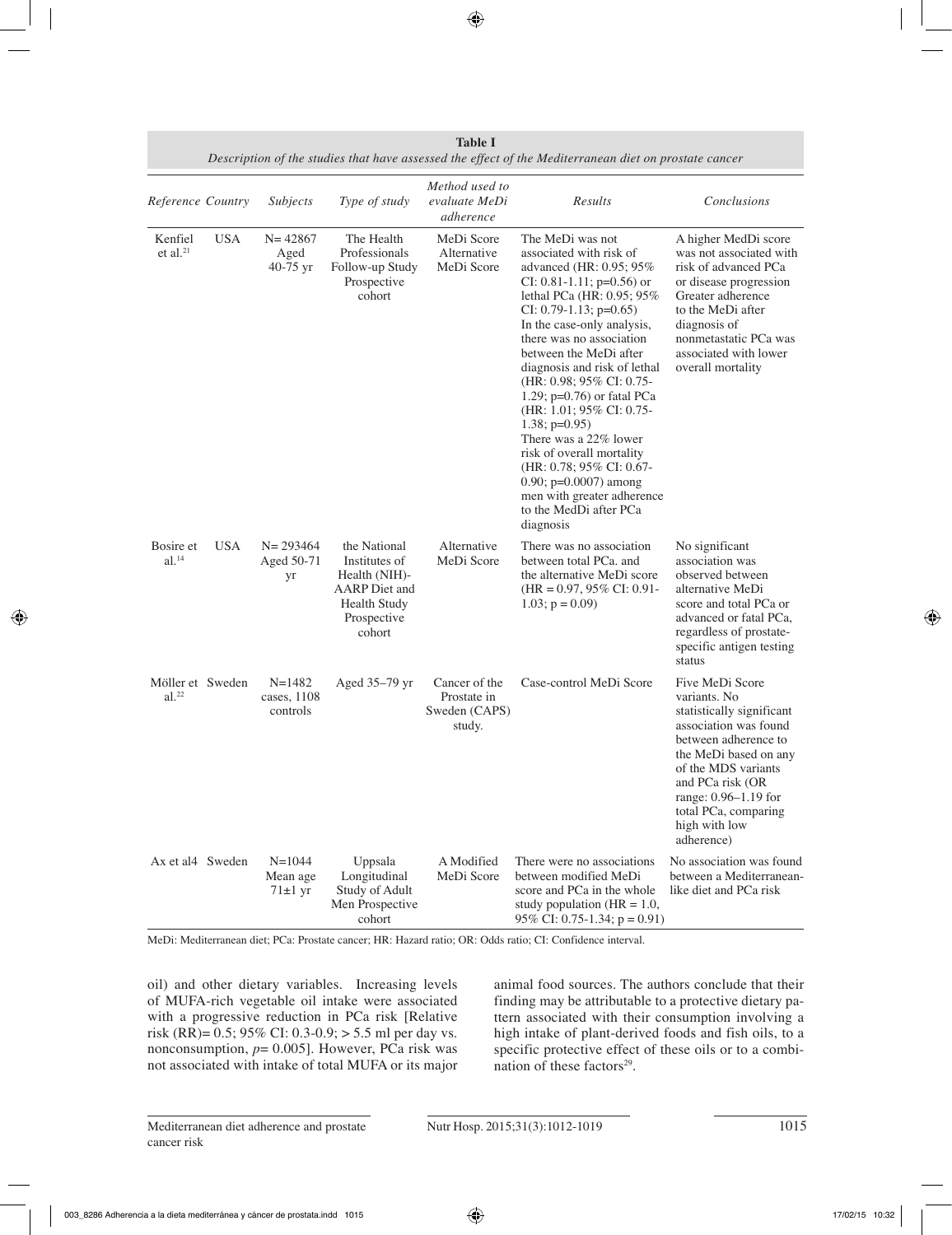**Table I**
*Description of the studies that have assessed the effect of the Mediterranean diet on prostate cancer*

| *Reference* | *Country* | *Subjects* | *Type of study* | *Method used to evaluate MeDi adherence* | *Results* | *Conclusions* |
|---|---|---|---|---|---|---|
| Kenfiel et al.[21] | USA | N= 42867 Aged 40-75 yr | The Health Professionals Follow-up Study Prospective cohort | MeDi Score Alternative MeDi Score | The MeDi was not associated with risk of advanced (HR: 0.95; 95% CI: 0.81-1.11; p=0.56) or lethal PCa (HR: 0.95; 95% CI: 0.79-1.13; p=0.65) In the case-only analysis, there was no association between the MeDi after diagnosis and risk of lethal (HR: 0.98; 95% CI: 0.75-1.29; p=0.76) or fatal PCa (HR: 1.01; 95% CI: 0.75-1.38; p=0.95) There was a 22% lower risk of overall mortality (HR: 0.78; 95% CI: 0.67-0.90; p=0.0007) among men with greater adherence to the MedDi after PCa diagnosis | A higher MedDi score was not associated with risk of advanced PCa or disease progression Greater adherence to the MeDi after diagnosis of nonmetastatic PCa was associated with lower overall mortality |
| Bosire et al.[14] | USA | N= 293464 Aged 50-71 yr | the National Institutes of Health (NIH)-AARP Diet and Health Study Prospective cohort | Alternative MeDi Score | There was no association between total PCa. and the alternative MeDi score (HR = 0.97, 95% CI: 0.91-1.03; p = 0.09) | No significant association was observed between alternative MeDi score and total PCa or advanced or fatal PCa, regardless of prostate-specific antigen testing status |
| Möller et al.[22] | Sweden | N=1482 cases, 1108 controls | Aged 35–79 yr | Cancer of the Prostate in Sweden (CAPS) study. | Case-control MeDi Score | Five MeDi Score variants. No statistically significant association was found between adherence to the MeDi based on any of the MDS variants and PCa risk (OR range: 0.96–1.19 for total PCa, comparing high with low adherence) |
| Ax et al4 | Sweden | N=1044 Mean age 71±1 yr | Uppsala Longitudinal Study of Adult Men Prospective cohort | A Modified MeDi Score | There were no associations between modified MeDi score and PCa in the whole study population (HR = 1.0, 95% CI: 0.75-1.34; p = 0.91) | No association was found between a Mediterranean-like diet and PCa risk |

MeDi: Mediterranean diet; PCa: Prostate cancer; HR: Hazard ratio; OR: Odds ratio; CI: Confidence interval.

oil) and other dietary variables. Increasing levels of MUFA-rich vegetable oil intake were associated with a progressive reduction in PCa risk [Relative risk (RR)= 0.5; 95% CI: 0.3-0.9; > 5.5 ml per day vs. nonconsumption, *p*= 0.005]. However, PCa risk was not associated with intake of total MUFA or its major animal food sources. The authors conclude that their finding may be attributable to a protective dietary pattern associated with their consumption involving a high intake of plant-derived foods and fish oils, to a specific protective effect of these oils or to a combination of these factors[29].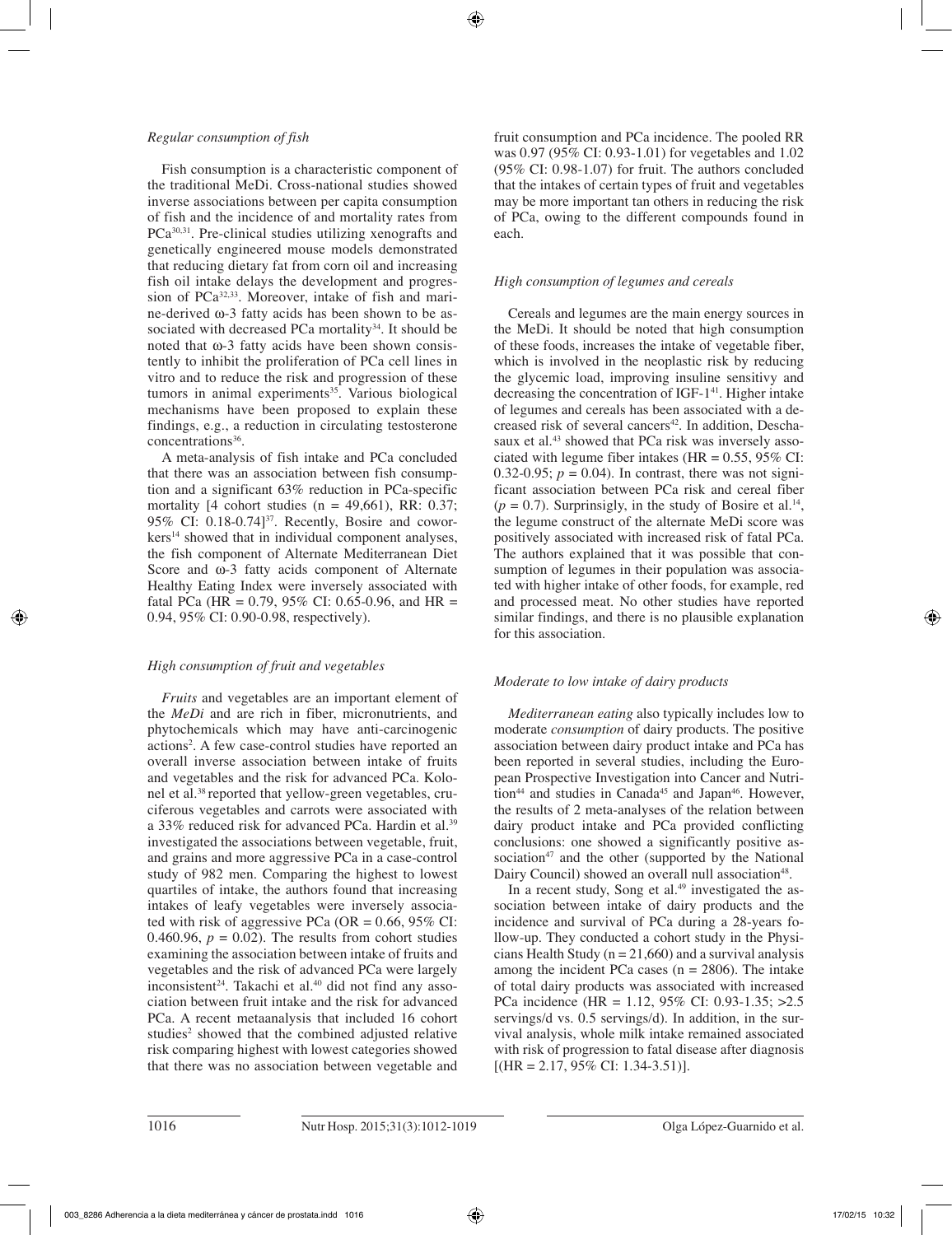*Regular consumption of fish*

Fish consumption is a characteristic component of the traditional MeDi. Cross-national studies showed inverse associations between per capita consumption of fish and the incidence of and mortality rates from PCa[30,31]. Pre-clinical studies utilizing xenografts and genetically engineered mouse models demonstrated that reducing dietary fat from corn oil and increasing fish oil intake delays the development and progression of PCa[32,33]. Moreover, intake of fish and marine-derived ω-3 fatty acids has been shown to be associated with decreased PCa mortality[34]. It should be noted that ω-3 fatty acids have been shown consistently to inhibit the proliferation of PCa cell lines in vitro and to reduce the risk and progression of these tumors in animal experiments[35]. Various biological mechanisms have been proposed to explain these findings, e.g., a reduction in circulating testosterone concentrations[36].

A meta-analysis of fish intake and PCa concluded that there was an association between fish consumption and a significant 63% reduction in PCa-specific mortality [4 cohort studies (n = 49,661), RR: 0.37; 95% CI: 0.18-0.74][37]. Recently, Bosire and coworkers[14] showed that in individual component analyses, the fish component of Alternate Mediterranean Diet Score and ω-3 fatty acids component of Alternate Healthy Eating Index were inversely associated with fatal PCa (HR = 0.79, 95% CI: 0.65-0.96, and HR = 0.94, 95% CI: 0.90-0.98, respectively).

*High consumption of fruit and vegetables*

*Fruits* and vegetables are an important element of the *MeDi* and are rich in fiber, micronutrients, and phytochemicals which may have anti-carcinogenic actions[2]. A few case-control studies have reported an overall inverse association between intake of fruits and vegetables and the risk for advanced PCa. Kolonel et al.[38] reported that yellow-green vegetables, cruciferous vegetables and carrots were associated with a 33% reduced risk for advanced PCa. Hardin et al.[39] investigated the associations between vegetable, fruit, and grains and more aggressive PCa in a case-control study of 982 men. Comparing the highest to lowest quartiles of intake, the authors found that increasing intakes of leafy vegetables were inversely associated with risk of aggressive PCa (OR = 0.66, 95% CI: 0.460.96, $p = 0.02$). The results from cohort studies examining the association between intake of fruits and vegetables and the risk of advanced PCa were largely inconsistent[24]. Takachi et al.[40] did not find any association between fruit intake and the risk for advanced PCa. A recent metaanalysis that included 16 cohort studies[2] showed that the combined adjusted relative risk comparing highest with lowest categories showed that there was no association between vegetable and fruit consumption and PCa incidence. The pooled RR was 0.97 (95% CI: 0.93-1.01) for vegetables and 1.02 (95% CI: 0.98-1.07) for fruit. The authors concluded that the intakes of certain types of fruit and vegetables may be more important tan others in reducing the risk of PCa, owing to the different compounds found in each.

*High consumption of legumes and cereals*

Cereals and legumes are the main energy sources in the MeDi. It should be noted that high consumption of these foods, increases the intake of vegetable fiber, which is involved in the neoplastic risk by reducing the glycemic load, improving insuline sensitivy and decreasing the concentration of IGF-1[41]. Higher intake of legumes and cereals has been associated with a decreased risk of several cancers[42]. In addition, Deschasaux et al.[43] showed that PCa risk was inversely associated with legume fiber intakes (HR = 0.55, 95% CI: 0.32-0.95; $p = 0.04$). In contrast, there was not significant association between PCa risk and cereal fiber ($p = 0.7$). Surprinsigly, in the study of Bosire et al.[14], the legume construct of the alternate MeDi score was positively associated with increased risk of fatal PCa. The authors explained that it was possible that consumption of legumes in their population was associated with higher intake of other foods, for example, red and processed meat. No other studies have reported similar findings, and there is no plausible explanation for this association.

*Moderate to low intake of dairy products*

*Mediterranean eating* also typically includes low to moderate *consumption* of dairy products. The positive association between dairy product intake and PCa has been reported in several studies, including the European Prospective Investigation into Cancer and Nutrition[44] and studies in Canada[45] and Japan[46]. However, the results of 2 meta-analyses of the relation between dairy product intake and PCa provided conflicting conclusions: one showed a significantly positive association[47] and the other (supported by the National Dairy Council) showed an overall null association[48].

In a recent study, Song et al.[49] investigated the association between intake of dairy products and the incidence and survival of PCa during a 28-years follow-up. They conducted a cohort study in the Physicians Health Study (n = 21,660) and a survival analysis among the incident PCa cases (n = 2806). The intake of total dairy products was associated with increased PCa incidence (HR = 1.12, 95% CI: 0.93-1.35; >2.5 servings/d vs. 0.5 servings/d). In addition, in the survival analysis, whole milk intake remained associated with risk of progression to fatal disease after diagnosis [(HR = 2.17, 95% CI: 1.34-3.51)].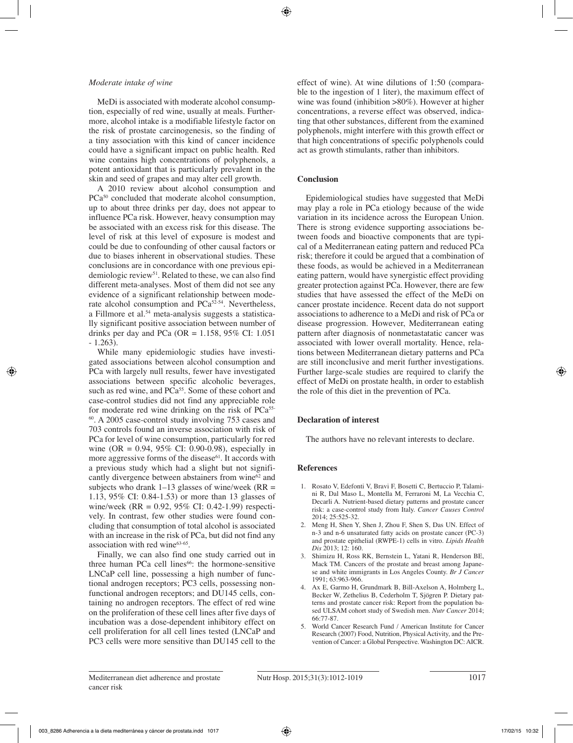### *Moderate intake of wine*

MeDi is associated with moderate alcohol consumption, especially of red wine, usually at meals. Furthermore, alcohol intake is a modifiable lifestyle factor on the risk of prostate carcinogenesis, so the finding of a tiny association with this kind of cancer incidence could have a significant impact on public health. Red wine contains high concentrations of polyphenols, a potent antioxidant that is particularly prevalent in the skin and seed of grapes and may alter cell growth.

A 2010 review about alcohol consumption and PCa[50] concluded that moderate alcohol consumption, up to about three drinks per day, does not appear to influence PCa risk. However, heavy consumption may be associated with an excess risk for this disease. The level of risk at this level of exposure is modest and could be due to confounding of other causal factors or due to biases inherent in observational studies. These conclusions are in concordance with one previous epidemiologic review[51]. Related to these, we can also find different meta-analyses. Most of them did not see any evidence of a significant relationship between moderate alcohol consumption and PCa[52-54]. Nevertheless, a Fillmore et al.[54] meta-analysis suggests a statistically significant positive association between number of drinks per day and PCa (OR = 1.158, 95% CI: 1.051 - 1.263).

While many epidemiologic studies have investigated associations between alcohol consumption and PCa with largely null results, fewer have investigated associations between specific alcoholic beverages, such as red wine, and PCa[55]. Some of these cohort and case-control studies did not find any appreciable role for moderate red wine drinking on the risk of PCa[55-60]. A 2005 case-control study involving 753 cases and 703 controls found an inverse association with risk of PCa for level of wine consumption, particularly for red wine (OR = 0.94, 95% CI: 0.90-0.98), especially in more aggressive forms of the disease[61]. It accords with a previous study which had a slight but not significantly divergence between abstainers from wine[62] and subjects who drank 1–13 glasses of wine/week (RR = 1.13, 95% CI: 0.84-1.53) or more than 13 glasses of wine/week (RR = 0.92, 95% CI: 0.42-1.99) respectively. In contrast, few other studies were found concluding that consumption of total alcohol is associated with an increase in the risk of PCa, but did not find any association with red wine[63-65].

Finally, we can also find one study carried out in three human PCa cell lines[66]: the hormone-sensitive LNCaP cell line, possessing a high number of functional androgen receptors; PC3 cells, possessing nonfunctional androgen receptors; and DU145 cells, containing no androgen receptors. The effect of red wine on the proliferation of these cell lines after five days of incubation was a dose-dependent inhibitory effect on cell proliferation for all cell lines tested (LNCaP and PC3 cells were more sensitive than DU145 cell to the effect of wine). At wine dilutions of 1:50 (comparable to the ingestion of 1 liter), the maximum effect of wine was found (inhibition >80%). However at higher concentrations, a reverse effect was observed, indicating that other substances, different from the examined polyphenols, might interfere with this growth effect or that high concentrations of specific polyphenols could act as growth stimulants, rather than inhibitors.

## Conclusion

Epidemiological studies have suggested that MeDi may play a role in PCa etiology because of the wide variation in its incidence across the European Union. There is strong evidence supporting associations between foods and bioactive components that are typical of a Mediterranean eating pattern and reduced PCa risk; therefore it could be argued that a combination of these foods, as would be achieved in a Mediterranean eating pattern, would have synergistic effect providing greater protection against PCa. However, there are few studies that have assessed the effect of the MeDi on cancer prostate incidence. Recent data do not support associations to adherence to a MeDi and risk of PCa or disease progression. However, Mediterranean eating pattern after diagnosis of nonmetastatatic cancer was associated with lower overall mortality. Hence, relations between Mediterranean dietary patterns and PCa are still inconclusive and merit further investigations. Further large-scale studies are required to clarify the effect of MeDi on prostate health, in order to establish the role of this diet in the prevention of PCa.

## Declaration of interest

The authors have no relevant interests to declare.

## References

1. Rosato V, Edefonti V, Bravi F, Bosetti C, Bertuccio P, Talamini R, Dal Maso L, Montella M, Ferraroni M, La Vecchia C, Decarli A. Nutrient-based dietary patterns and prostate cancer risk: a case-control study from Italy. *Cancer Causes Control* 2014; 25:525-32.
2. Meng H, Shen Y, Shen J, Zhou F, Shen S, Das UN. Effect of n-3 and n-6 unsaturated fatty acids on prostate cancer (PC-3) and prostate epithelial (RWPE-1) cells in vitro. *Lipids Health Dis* 2013; 12: 160.
3. Shimizu H, Ross RK, Bernstein L, Yatani R, Henderson BE, Mack TM. Cancers of the prostate and breast among Japanese and white immigrants in Los Angeles County. *Br J Cancer* 1991; 63:963-966.
4. Ax E, Garmo H, Grundmark B, Bill-Axelson A, Holmberg L, Becker W, Zethelius B, Cederholm T, Sjögren P. Dietary patterns and prostate cancer risk: Report from the population based ULSAM cohort study of Swedish men. *Nutr Cancer* 2014; 66:77-87.
5. World Cancer Research Fund / American Institute for Cancer Research (2007) Food, Nutrition, Physical Activity, and the Prevention of Cancer: a Global Perspective. Washington DC: AICR.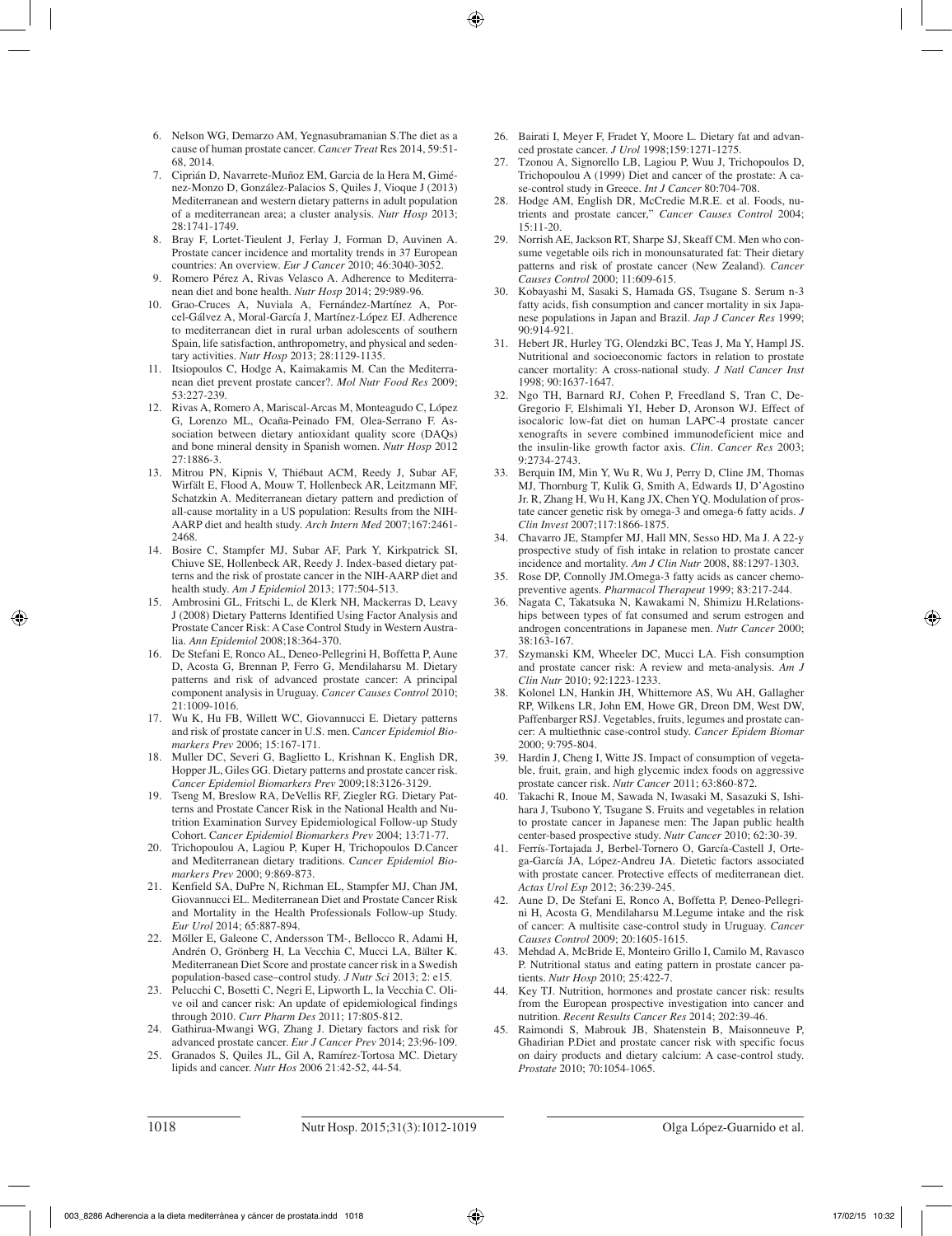6. Nelson WG, Demarzo AM, Yegnasubramanian S.The diet as a cause of human prostate cancer. *Cancer Treat* Res 2014, 59:51-68, 2014.
7. Ciprián D, Navarrete-Muñoz EM, Garcia de la Hera M, Giménez-Monzo D, González-Palacios S, Quiles J, Vioque J (2013) Mediterranean and western dietary patterns in adult population of a mediterranean area; a cluster analysis. *Nutr Hosp* 2013; 28:1741-1749.
8. Bray F, Lortet-Tieulent J, Ferlay J, Forman D, Auvinen A. Prostate cancer incidence and mortality trends in 37 European countries: An overview. *Eur J Cancer* 2010; 46:3040-3052.
9. Romero Pérez A, Rivas Velasco A. Adherence to Mediterranean diet and bone health. *Nutr Hosp* 2014; 29:989-96.
10. Grao-Cruces A, Nuviala A, Fernández-Martínez A, Porcel-Gálvez A, Moral-García J, Martínez-López EJ. Adherence to mediterranean diet in rural urban adolescents of southern Spain, life satisfaction, anthropometry, and physical and sedentary activities. *Nutr Hosp* 2013; 28:1129-1135.
11. Itsiopoulos C, Hodge A, Kaimakamis M. Can the Mediterranean diet prevent prostate cancer?. *Mol Nutr Food Res* 2009; 53:227-239.
12. Rivas A, Romero A, Mariscal-Arcas M, Monteagudo C, López G, Lorenzo ML, Ocaña-Peinado FM, Olea-Serrano F. Association between dietary antioxidant quality score (DAQs) and bone mineral density in Spanish women. *Nutr Hosp* 2012 27:1886-3.
13. Mitrou PN, Kipnis V, Thiébaut ACM, Reedy J, Subar AF, Wirfält E, Flood A, Mouw T, Hollenbeck AR, Leitzmann MF, Schatzkin A. Mediterranean dietary pattern and prediction of all-cause mortality in a US population: Results from the NIH-AARP diet and health study. *Arch Intern Med* 2007;167:2461-2468.
14. Bosire C, Stampfer MJ, Subar AF, Park Y, Kirkpatrick SI, Chiuve SE, Hollenbeck AR, Reedy J. Index-based dietary patterns and the risk of prostate cancer in the NIH-AARP diet and health study. *Am J Epidemiol* 2013; 177:504-513.
15. Ambrosini GL, Fritschi L, de Klerk NH, Mackerras D, Leavy J (2008) Dietary Patterns Identified Using Factor Analysis and Prostate Cancer Risk: A Case Control Study in Western Australia. *Ann Epidemiol* 2008;18:364-370.
16. De Stefani E, Ronco AL, Deneo-Pellegrini H, Boffetta P, Aune D, Acosta G, Brennan P, Ferro G, Mendilaharsu M. Dietary patterns and risk of advanced prostate cancer: A principal component analysis in Uruguay. *Cancer Causes Control* 2010; 21:1009-1016.
17. Wu K, Hu FB, Willett WC, Giovannucci E. Dietary patterns and risk of prostate cancer in U.S. men. *Cancer Epidemiol Biomarkers Prev* 2006; 15:167-171.
18. Muller DC, Severi G, Baglietto L, Krishnan K, English DR, Hopper JL, Giles GG. Dietary patterns and prostate cancer risk. *Cancer Epidemiol Biomarkers Prev* 2009;18:3126-3129.
19. Tseng M, Breslow RA, DeVellis RF, Ziegler RG. Dietary Patterns and Prostate Cancer Risk in the National Health and Nutrition Examination Survey Epidemiological Follow-up Study Cohort. *Cancer Epidemiol Biomarkers Prev* 2004; 13:71-77.
20. Trichopoulou A, Lagiou P, Kuper H, Trichopoulos D.Cancer and Mediterranean dietary traditions. *Cancer Epidemiol Biomarkers Prev* 2000; 9:869-873.
21. Kenfield SA, DuPre N, Richman EL, Stampfer MJ, Chan JM, Giovannucci EL. Mediterranean Diet and Prostate Cancer Risk and Mortality in the Health Professionals Follow-up Study. *Eur Urol* 2014; 65:887-894.
22. Möller E, Galeone C, Andersson TM-, Bellocco R, Adami H, Andrén O, Grönberg H, La Vecchia C, Mucci LA, Bälter K. Mediterranean Diet Score and prostate cancer risk in a Swedish population-based case–control study. *J Nutr Sci* 2013; 2: e15.
23. Pelucchi C, Bosetti C, Negri E, Lipworth L, la Vecchia C. Olive oil and cancer risk: An update of epidemiological findings through 2010. *Curr Pharm Des* 2011; 17:805-812.
24. Gathirua-Mwangi WG, Zhang J. Dietary factors and risk for advanced prostate cancer. *Eur J Cancer Prev* 2014; 23:96-109.
25. Granados S, Quiles JL, Gil A, Ramírez-Tortosa MC. Dietary lipids and cancer. *Nutr Hos* 2006 21:42-52, 44-54.
26. Bairati I, Meyer F, Fradet Y, Moore L. Dietary fat and advanced prostate cancer. *J Urol* 1998;159:1271-1275.
27. Tzonou A, Signorello LB, Lagiou P, Wuu J, Trichopoulos D, Trichopoulou A (1999) Diet and cancer of the prostate: A case-control study in Greece. *Int J Cancer* 80:704-708.
28. Hodge AM, English DR, McCredie M.R.E. et al. Foods, nutrients and prostate cancer," *Cancer Causes Control* 2004; 15:11-20.
29. Norrish AE, Jackson RT, Sharpe SJ, Skeaff CM. Men who consume vegetable oils rich in monounsaturated fat: Their dietary patterns and risk of prostate cancer (New Zealand). *Cancer Causes Control* 2000; 11:609-615.
30. Kobayashi M, Sasaki S, Hamada GS, Tsugane S. Serum n-3 fatty acids, fish consumption and cancer mortality in six Japanese populations in Japan and Brazil. *Jap J Cancer Res* 1999; 90:914-921.
31. Hebert JR, Hurley TG, Olendzki BC, Teas J, Ma Y, Hampl JS. Nutritional and socioeconomic factors in relation to prostate cancer mortality: A cross-national study. *J Natl Cancer Inst* 1998; 90:1637-1647.
32. Ngo TH, Barnard RJ, Cohen P, Freedland S, Tran C, DeGregorio F, Elshimali YI, Heber D, Aronson WJ. Effect of isocaloric low-fat diet on human LAPC-4 prostate cancer xenografts in severe combined immunodeficient mice and the insulin-like growth factor axis. *Clin. Cancer Res* 2003; 9:2734-2743.
33. Berquin IM, Min Y, Wu R, Wu J, Perry D, Cline JM, Thomas MJ, Thornburg T, Kulik G, Smith A, Edwards IJ, D'Agostino Jr. R, Zhang H, Wu H, Kang JX, Chen YQ. Modulation of prostate cancer genetic risk by omega-3 and omega-6 fatty acids. *J Clin Invest* 2007;117:1866-1875.
34. Chavarro JE, Stampfer MJ, Hall MN, Sesso HD, Ma J. A 22-y prospective study of fish intake in relation to prostate cancer incidence and mortality. *Am J Clin Nutr* 2008, 88:1297-1303.
35. Rose DP, Connolly JM.Omega-3 fatty acids as cancer chemopreventive agents. *Pharmacol Therapeut* 1999; 83:217-244.
36. Nagata C, Takatsuka N, Kawakami N, Shimizu H.Relationships between types of fat consumed and serum estrogen and androgen concentrations in Japanese men. *Nutr Cancer* 2000; 38:163-167.
37. Szymanski KM, Wheeler DC, Mucci LA. Fish consumption and prostate cancer risk: A review and meta-analysis. *Am J Clin Nutr* 2010; 92:1223-1233.
38. Kolonel LN, Hankin JH, Whittemore AS, Wu AH, Gallagher RP, Wilkens LR, John EM, Howe GR, Dreon DM, West DW, Paffenbarger RSJ. Vegetables, fruits, legumes and prostate cancer: A multiethnic case-control study. *Cancer Epidem Biomar* 2000; 9:795-804.
39. Hardin J, Cheng I, Witte JS. Impact of consumption of vegetable, fruit, grain, and high glycemic index foods on aggressive prostate cancer risk. *Nutr Cancer* 2011; 63:860-872.
40. Takachi R, Inoue M, Sawada N, Iwasaki M, Sasazuki S, Ishihara J, Tsubono Y, Tsugane S. Fruits and vegetables in relation to prostate cancer in Japanese men: The Japan public health center-based prospective study. *Nutr Cancer* 2010; 62:30-39.
41. Ferrís-Tortajada J, Berbel-Tornero O, García-Castell J, Ortega-García JA, López-Andreu JA. Dietetic factors associated with prostate cancer. Protective effects of mediterranean diet. *Actas Urol Esp* 2012; 36:239-245.
42. Aune D, De Stefani E, Ronco A, Boffetta P, Deneo-Pellegrini H, Acosta G, Mendilaharsu M.Legume intake and the risk of cancer: A multisite case-control study in Uruguay. *Cancer Causes Control* 2009; 20:1605-1615.
43. Mehdad A, McBride E, Monteiro Grillo I, Camilo M, Ravasco P. Nutritional status and eating pattern in prostate cancer patients. *Nutr Hosp* 2010; 25:422-7.
44. Key TJ. Nutrition, hormones and prostate cancer risk: results from the European prospective investigation into cancer and nutrition. *Recent Results Cancer Res* 2014; 202:39-46.
45. Raimondi S, Mabrouk JB, Shatenstein B, Maisonneuve P, Ghadirian P.Diet and prostate cancer risk with specific focus on dairy products and dietary calcium: A case-control study. *Prostate* 2010; 70:1054-1065.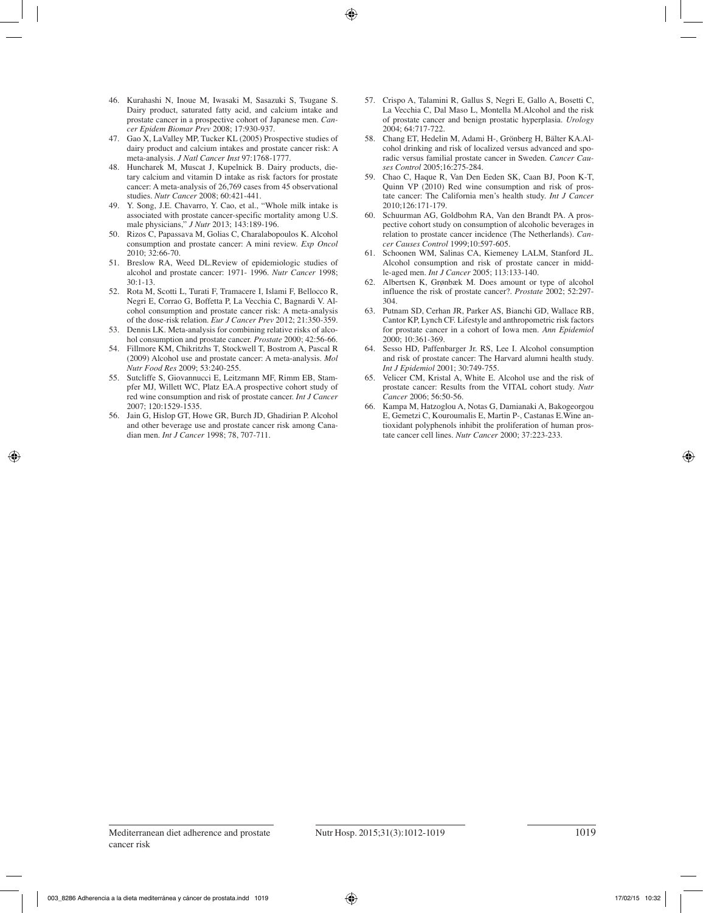46. Kurahashi N, Inoue M, Iwasaki M, Sasazuki S, Tsugane S. Dairy product, saturated fatty acid, and calcium intake and prostate cancer in a prospective cohort of Japanese men. *Cancer Epidem Biomar Prev* 2008; 17:930-937.
47. Gao X, LaValley MP, Tucker KL (2005) Prospective studies of dairy product and calcium intakes and prostate cancer risk: A meta-analysis. *J Natl Cancer Inst* 97:1768-1777.
48. Huncharek M, Muscat J, Kupelnick B. Dairy products, dietary calcium and vitamin D intake as risk factors for prostate cancer: A meta-analysis of 26,769 cases from 45 observational studies. *Nutr Cancer* 2008; 60:421-441.
49. Y. Song, J.E. Chavarro, Y. Cao, et al., "Whole milk intake is associated with prostate cancer-specific mortality among U.S. male physicians," *J Nutr* 2013; 143:189-196.
50. Rizos C, Papassava M, Golias C, Charalabopoulos K. Alcohol consumption and prostate cancer: A mini review. *Exp Oncol* 2010; 32:66-70.
51. Breslow RA, Weed DL.Review of epidemiologic studies of alcohol and prostate cancer: 1971- 1996. *Nutr Cancer* 1998; 30:1-13.
52. Rota M, Scotti L, Turati F, Tramacere I, Islami F, Bellocco R, Negri E, Corrao G, Boffetta P, La Vecchia C, Bagnardi V. Alcohol consumption and prostate cancer risk: A meta-analysis of the dose-risk relation. *Eur J Cancer Prev* 2012; 21:350-359.
53. Dennis LK. Meta-analysis for combining relative risks of alcohol consumption and prostate cancer. *Prostate* 2000; 42:56-66.
54. Fillmore KM, Chikritzhs T, Stockwell T, Bostrom A, Pascal R (2009) Alcohol use and prostate cancer: A meta-analysis. *Mol Nutr Food Res* 2009; 53:240-255.
55. Sutcliffe S, Giovannucci E, Leitzmann MF, Rimm EB, Stampfer MJ, Willett WC, Platz EA.A prospective cohort study of red wine consumption and risk of prostate cancer. *Int J Cancer* 2007; 120:1529-1535.
56. Jain G, Hislop GT, Howe GR, Burch JD, Ghadirian P. Alcohol and other beverage use and prostate cancer risk among Canadian men. *Int J Cancer* 1998; 78, 707-711.
57. Crispo A, Talamini R, Gallus S, Negri E, Gallo A, Bosetti C, La Vecchia C, Dal Maso L, Montella M.Alcohol and the risk of prostate cancer and benign prostatic hyperplasia. *Urology* 2004; 64:717-722.
58. Chang ET, Hedelin M, Adami H-, Grönberg H, Bälter KA.Alcohol drinking and risk of localized versus advanced and sporadic versus familial prostate cancer in Sweden. *Cancer Causes Control* 2005;16:275-284.
59. Chao C, Haque R, Van Den Eeden SK, Caan BJ, Poon K-T, Quinn VP (2010) Red wine consumption and risk of prostate cancer: The California men's health study. *Int J Cancer* 2010;126:171-179.
60. Schuurman AG, Goldbohm RA, Van den Brandt PA. A prospective cohort study on consumption of alcoholic beverages in relation to prostate cancer incidence (The Netherlands). *Cancer Causes Control* 1999;10:597-605.
61. Schoonen WM, Salinas CA, Kiemeney LALM, Stanford JL. Alcohol consumption and risk of prostate cancer in middle-aged men. *Int J Cancer* 2005; 113:133-140.
62. Albertsen K, Grønbæk M. Does amount or type of alcohol influence the risk of prostate cancer?. *Prostate* 2002; 52:297-304.
63. Putnam SD, Cerhan JR, Parker AS, Bianchi GD, Wallace RB, Cantor KP, Lynch CF. Lifestyle and anthropometric risk factors for prostate cancer in a cohort of Iowa men. *Ann Epidemiol* 2000; 10:361-369.
64. Sesso HD, Paffenbarger Jr. RS, Lee I. Alcohol consumption and risk of prostate cancer: The Harvard alumni health study. *Int J Epidemiol* 2001; 30:749-755.
65. Velicer CM, Kristal A, White E. Alcohol use and the risk of prostate cancer: Results from the VITAL cohort study. *Nutr Cancer* 2006; 56:50-56.
66. Kampa M, Hatzoglou A, Notas G, Damianaki A, Bakogeorgou E, Gemetzi C, Kouroumalis E, Martin P-, Castanas E.Wine antioxidant polyphenols inhibit the proliferation of human prostate cancer cell lines. *Nutr Cancer* 2000; 37:223-233.